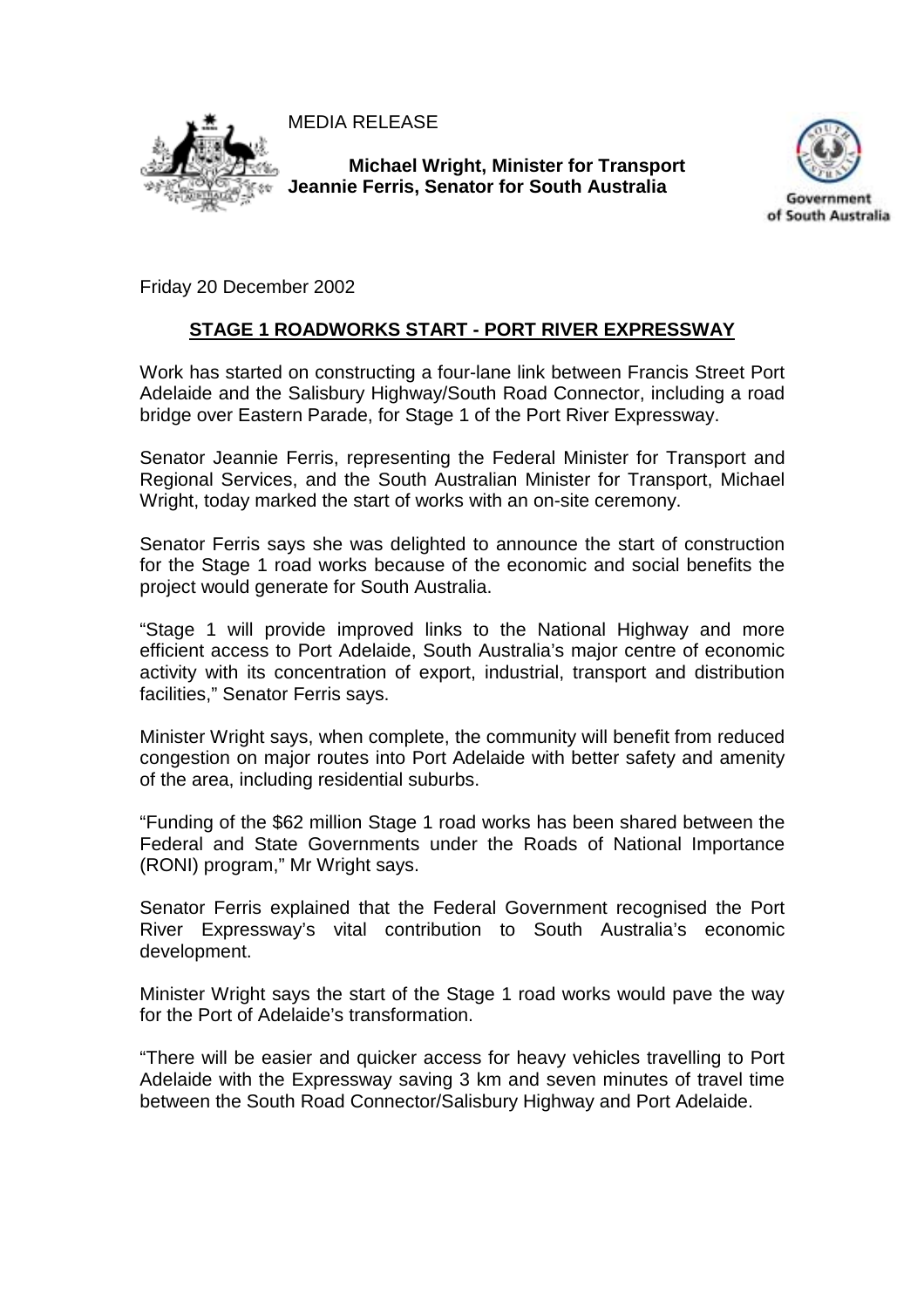MEDIA RELEASE

**Michael Wright, Minister for Transport**
**Jeannie Ferris, Senator for South Australia**

Government of South Australia

Friday 20 December 2002

## STAGE 1 ROADWORKS START - PORT RIVER EXPRESSWAY

Work has started on constructing a four-lane link between Francis Street Port Adelaide and the Salisbury Highway/South Road Connector, including a road bridge over Eastern Parade, for Stage 1 of the Port River Expressway.

Senator Jeannie Ferris, representing the Federal Minister for Transport and Regional Services, and the South Australian Minister for Transport, Michael Wright, today marked the start of works with an on-site ceremony.

Senator Ferris says she was delighted to announce the start of construction for the Stage 1 road works because of the economic and social benefits the project would generate for South Australia.

"Stage 1 will provide improved links to the National Highway and more efficient access to Port Adelaide, South Australia's major centre of economic activity with its concentration of export, industrial, transport and distribution facilities," Senator Ferris says.

Minister Wright says, when complete, the community will benefit from reduced congestion on major routes into Port Adelaide with better safety and amenity of the area, including residential suburbs.

"Funding of the $62 million Stage 1 road works has been shared between the Federal and State Governments under the Roads of National Importance (RONI) program," Mr Wright says.

Senator Ferris explained that the Federal Government recognised the Port River Expressway's vital contribution to South Australia's economic development.

Minister Wright says the start of the Stage 1 road works would pave the way for the Port of Adelaide's transformation.

"There will be easier and quicker access for heavy vehicles travelling to Port Adelaide with the Expressway saving 3 km and seven minutes of travel time between the South Road Connector/Salisbury Highway and Port Adelaide.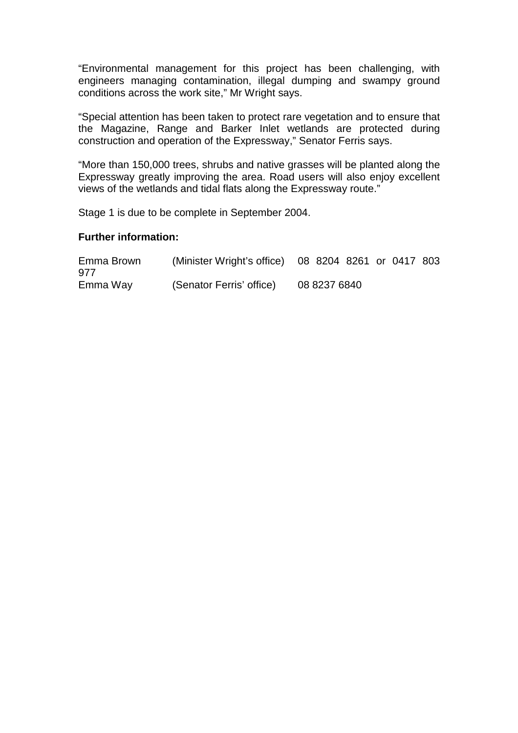“Environmental management for this project has been challenging, with engineers managing contamination, illegal dumping and swampy ground conditions across the work site,” Mr Wright says.

“Special attention has been taken to protect rare vegetation and to ensure that the Magazine, Range and Barker Inlet wetlands are protected during construction and operation of the Expressway,” Senator Ferris says.

“More than 150,000 trees, shrubs and native grasses will be planted along the Expressway greatly improving the area. Road users will also enjoy excellent views of the wetlands and tidal flats along the Expressway route.”

Stage 1 is due to be complete in September 2004.

**Further information:**

| | | |
|---|---|---|
| Emma Brown | (Minister Wright’s office) | 08 8204 8261 or 0417 803 977 |
| Emma Way | (Senator Ferris’ office) | 08 8237 6840 |